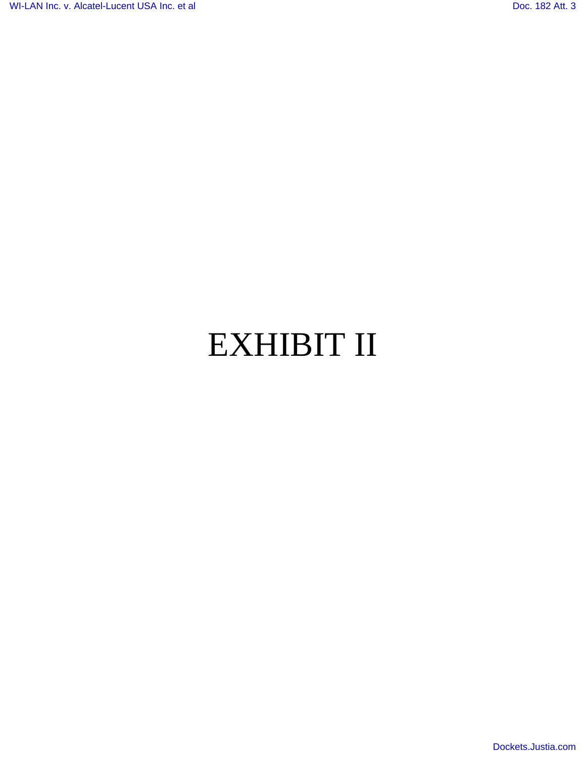# EXHIBIT II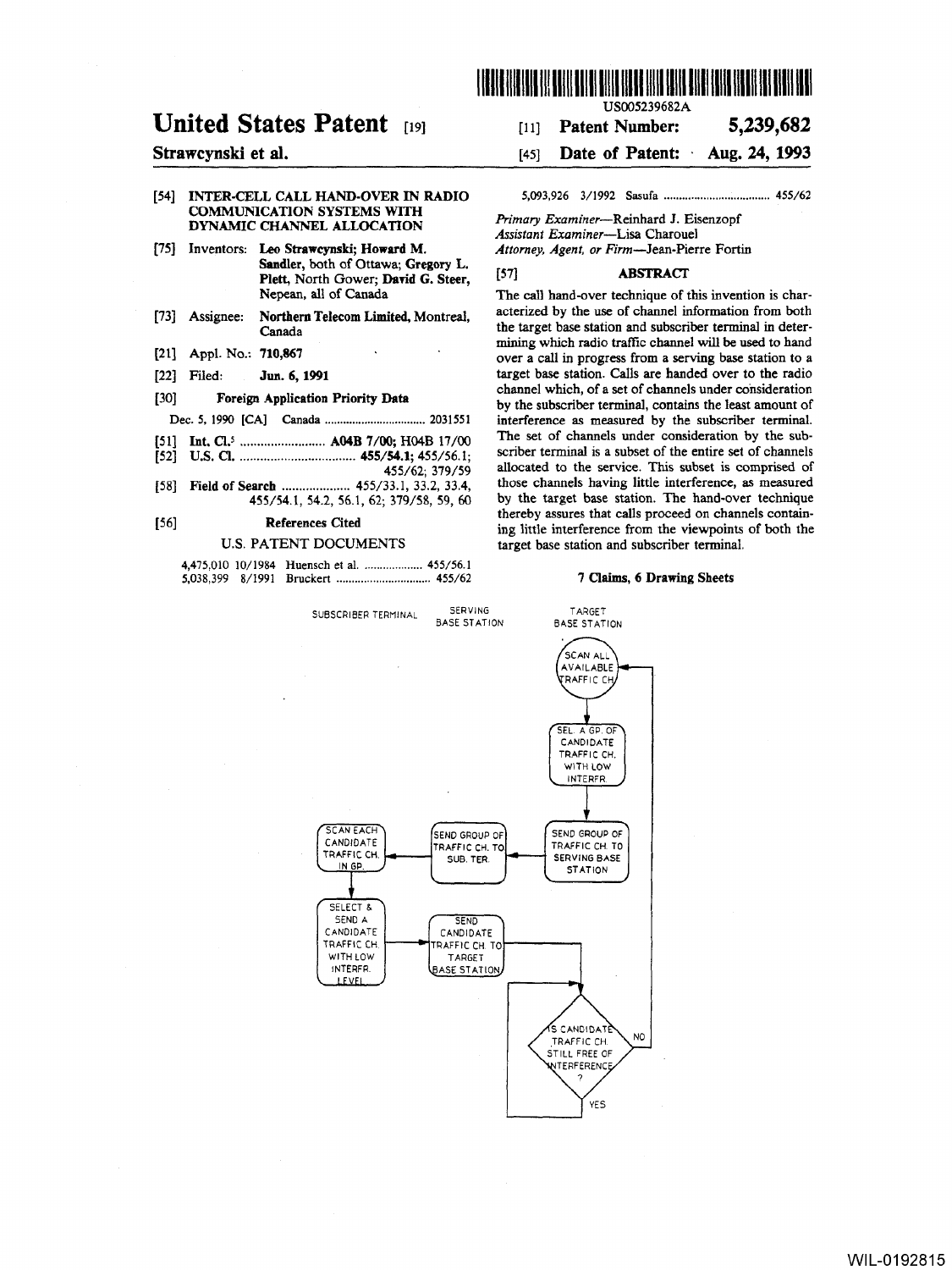# United States Patent [19]

**Strawcynski et al.**

[11] **Patent Number: 5,239,682**

[45] **Date of Patent: Aug. 24, 1993**

[54] **INTER-CELL CALL HAND-OVER IN RADIO COMMUNICATION SYSTEMS WITH DYNAMIC CHANNEL ALLOCATION**

[75] Inventors: **Leo Strawcynski; Howard M. Sandler,** both of Ottawa; **Gregory L. Plett,** North Gower; **David G. Steer,** Nepean, all of Canada

[73] Assignee: **Northern Telecom Limited,** Montreal, Canada

[21] Appl. No.: **710,867**

[22] Filed: **Jun. 6, 1991**

[30] **Foreign Application Priority Data**

Dec. 5, 1990 [CA] Canada .................................. 2031551

[51] **Int. Cl.**[5] .......................... **A04B 7/00;** H04B 17/00

[52] **U.S. Cl.** .................................. **455/54.1;** 455/56.1; 455/62; 379/59

[58] **Field of Search** .................... 455/33.1, 33.2, 33.4, 455/54.1, 54.2, 56.1, 62; 379/58, 59, 60

[56] **References Cited**

U.S. PATENT DOCUMENTS

4,475,010 10/1984 Huensch et al. .................. 455/56.1
5,038,399 8/1991 Bruckert .............................. 455/62
5,093,926 3/1992 Sasufa .................................. 455/62

*Primary Examiner*—Reinhard J. Eisenzopf
*Assistant Examiner*—Lisa Charouel
*Attorney, Agent, or Firm*—Jean-Pierre Fortin

[57] **ABSTRACT**

The call hand-over technique of this invention is characterized by the use of channel information from both the target base station and subscriber terminal in determining which radio traffic channel will be used to hand over a call in progress from a serving base station to a target base station. Calls are handed over to the radio channel which, of a set of channels under consideration by the subscriber terminal, contains the least amount of interference as measured by the subscriber terminal. The set of channels under consideration by the subscriber terminal is a subset of the entire set of channels allocated to the service. This subset is comprised of those channels having little interference, as measured by the target base station. The hand-over technique thereby assures that calls proceed on channels containing little interference from the viewpoints of both the target base station and subscriber terminal.

**7 Claims, 6 Drawing Sheets**

SUBSCRIBER TERMINAL | SERVING BASE STATION | TARGET BASE STATION

SCAN ALL AVAILABLE TRAFFIC CH.

SEL. A GP. OF CANDIDATE TRAFFIC CH. WITH LOW INTERFR.

SEND GROUP OF TRAFFIC CH. TO SERVING BASE STATION

SEND GROUP OF TRAFFIC CH. TO SUB. TER.

SCAN EACH CANDIDATE TRAFFIC CH. IN GP.

SELECT & SEND A CANDIDATE TRAFFIC CH. WITH LOW INTERFR. LEVEL

SEND CANDIDATE TRAFFIC CH. TO TARGET BASE STATION

IS CANDIDATE TRAFFIC CH. STILL FREE OF INTERFERENCE?

NO

YES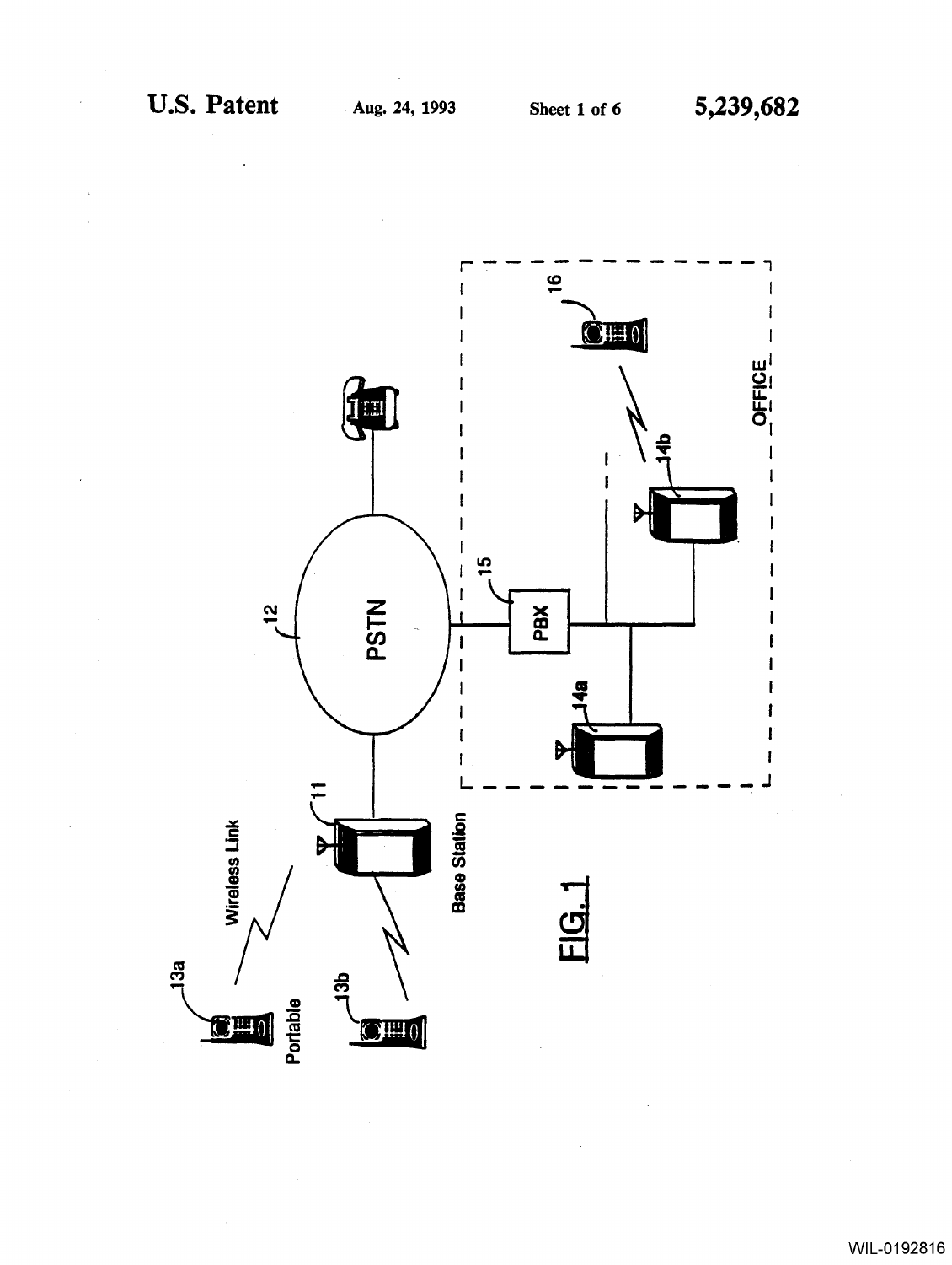U.S. Patent Aug. 24, 1993 Sheet 1 of 6 5,239,682

FIG. 1

Wireless Link

Portable

Base Station

PSTN

PBX

OFFICE

11 12 13a 13b 14a 14b 15 16

WIL-0192816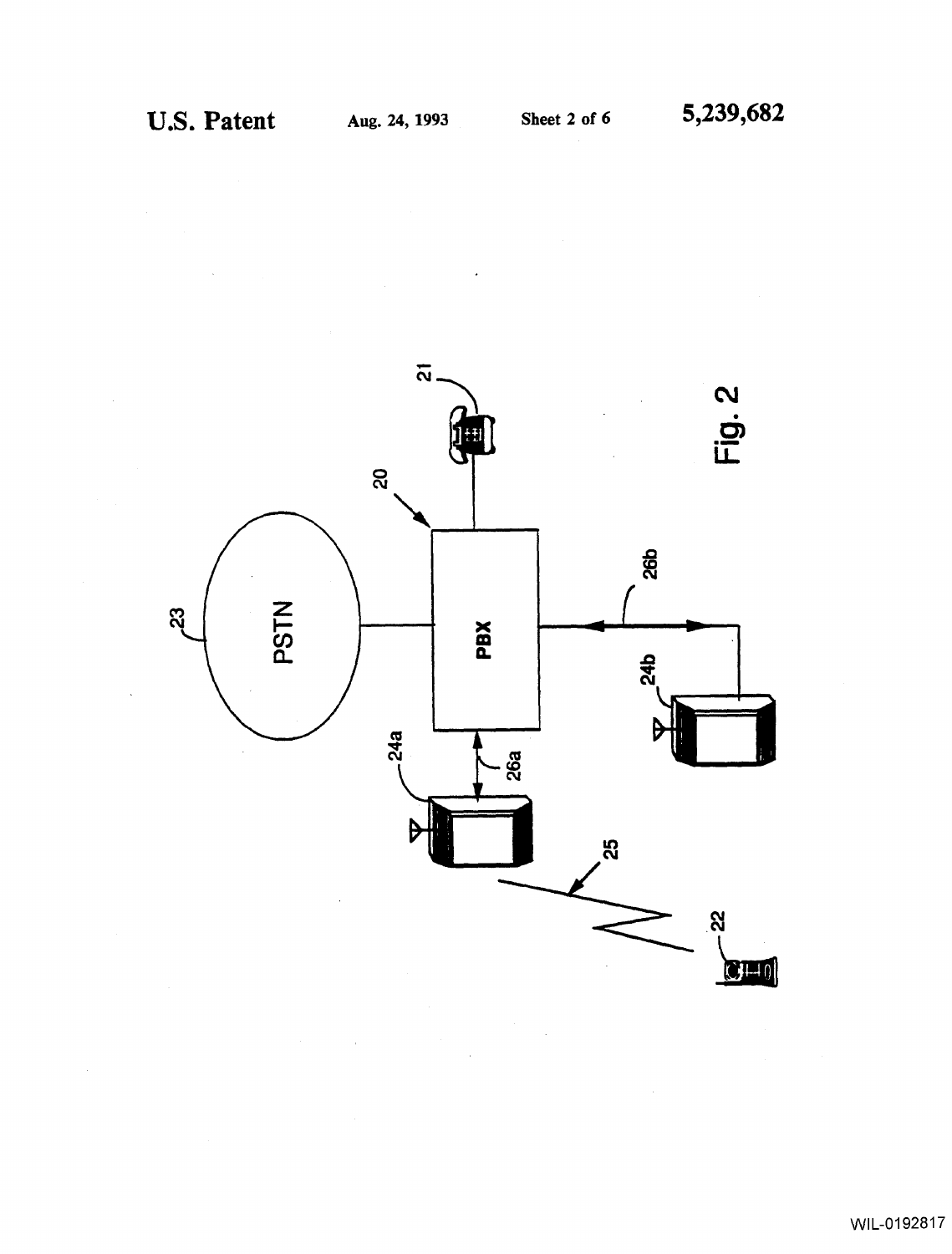Fig. 2

PSTN

PBX

23

20

21

24a

24b

26a

26b

25

22

WIL-0192817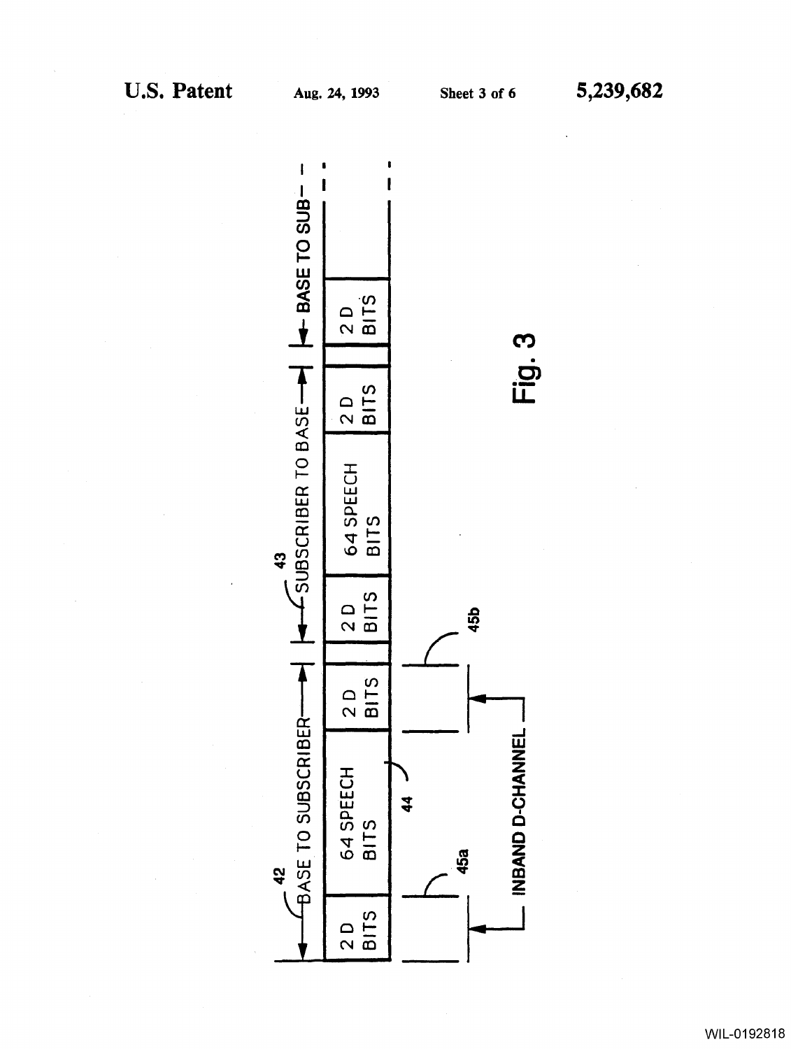BASE TO SUBSCRIBER — 42

SUBSCRIBER TO BASE — 43

BASE TO SUB

| 2 D BITS | 64 SPEECH BITS | 2 D BITS | 2 D BITS | 64 SPEECH BITS | 2 D BITS | 2 D BITS | |
|---|---|---|---|---|---|---|---|

44

45a

45b

INBAND D-CHANNEL

Fig. 3

WIL-0192818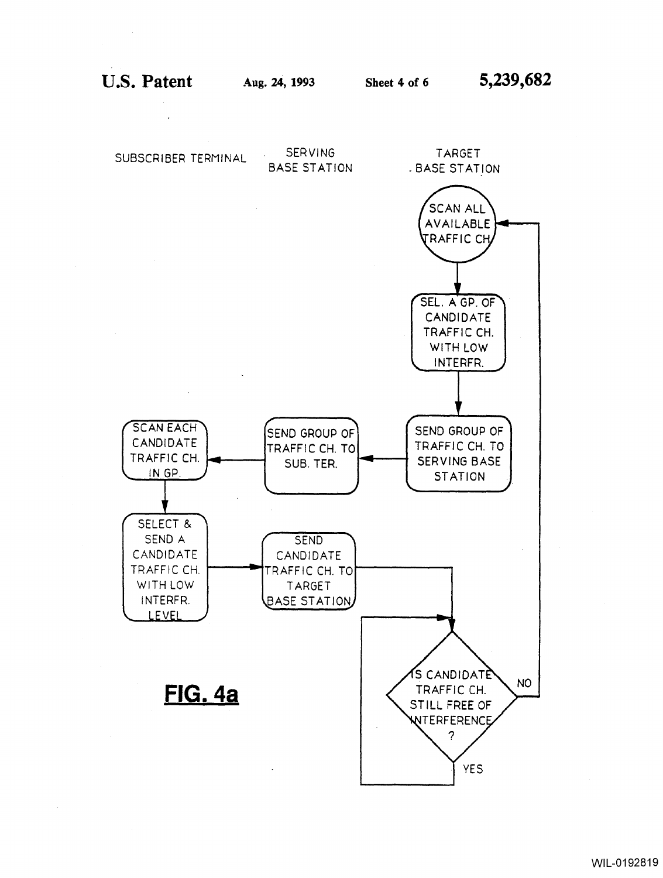SUBSCRIBER TERMINAL

SERVING BASE STATION

TARGET BASE STATION

SCAN ALL AVAILABLE TRAFFIC CH.

SEL. A GP. OF CANDIDATE TRAFFIC CH. WITH LOW INTERFR.

SEND GROUP OF TRAFFIC CH. TO SERVING BASE STATION

SEND GROUP OF TRAFFIC CH. TO SUB. TER.

SCAN EACH CANDIDATE TRAFFIC CH. IN GP.

SELECT & SEND A CANDIDATE TRAFFIC CH. WITH LOW INTERFR. LEVEL

SEND CANDIDATE TRAFFIC CH. TO TARGET BASE STATION

IS CANDIDATE TRAFFIC CH. STILL FREE OF INTERFERENCE ?

NO

YES

**FIG. 4a**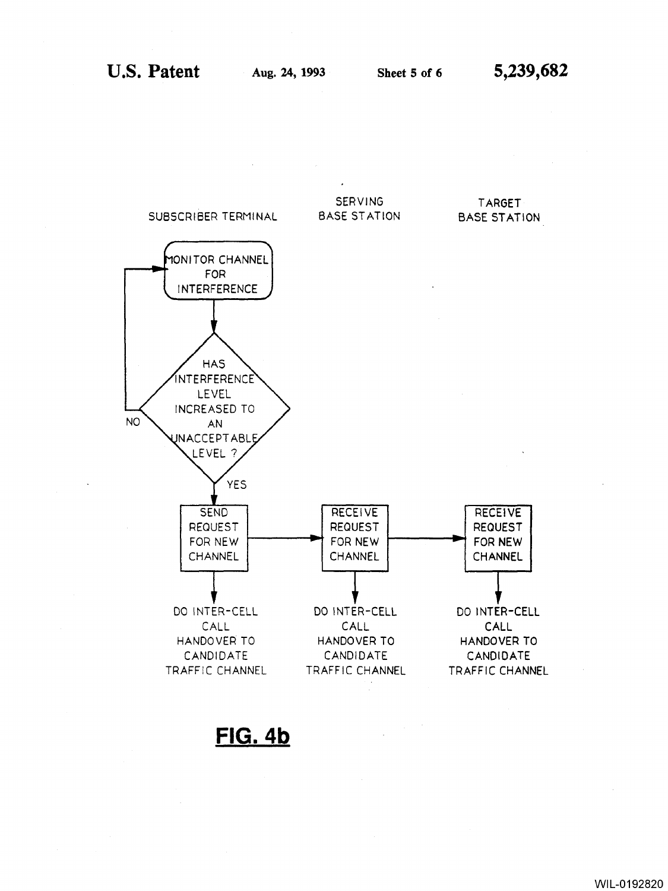SUBSCRIBER TERMINAL

SERVING BASE STATION

TARGET BASE STATION

MONITOR CHANNEL FOR INTERFERENCE

HAS INTERFERENCE LEVEL INCREASED TO AN UNACCEPTABLE LEVEL ?

NO

YES

SEND REQUEST FOR NEW CHANNEL

RECEIVE REQUEST FOR NEW CHANNEL

RECEIVE REQUEST FOR NEW CHANNEL

DO INTER-CELL CALL HANDOVER TO CANDIDATE TRAFFIC CHANNEL

DO INTER-CELL CALL HANDOVER TO CANDIDATE TRAFFIC CHANNEL

DO INTER-CELL CALL HANDOVER TO CANDIDATE TRAFFIC CHANNEL

**FIG. 4b**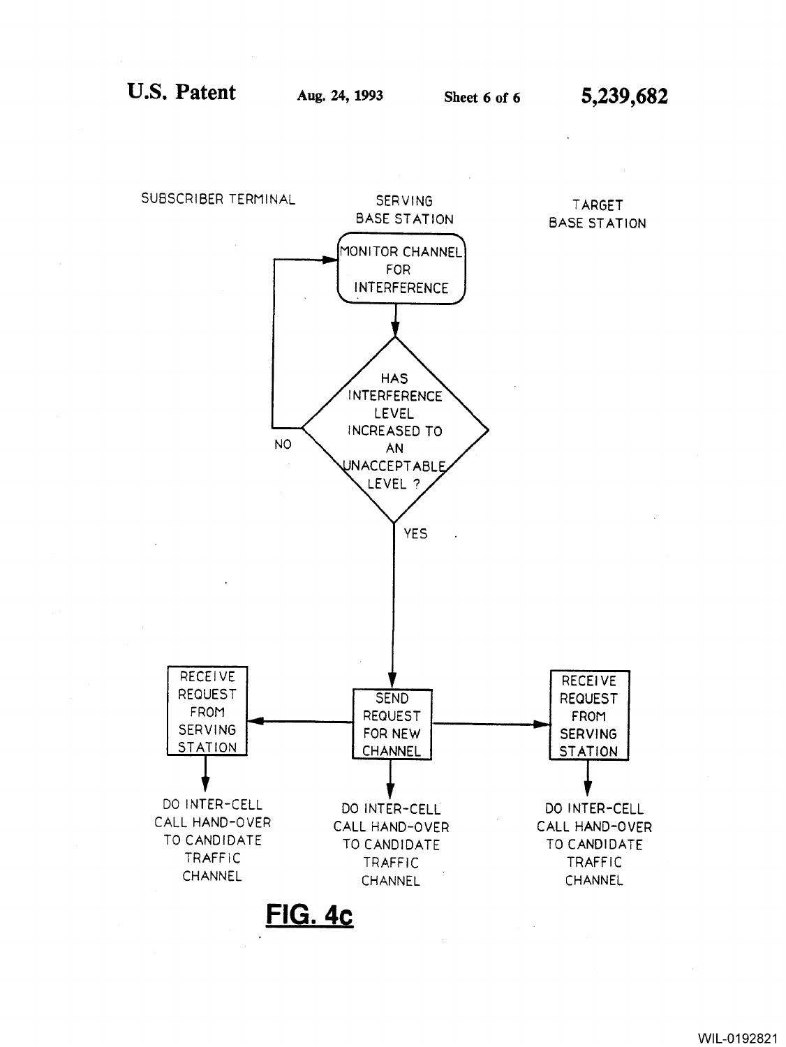SUBSCRIBER TERMINAL

SERVING BASE STATION

TARGET BASE STATION

MONITOR CHANNEL FOR INTERFERENCE

HAS INTERFERENCE LEVEL INCREASED TO AN UNACCEPTABLE LEVEL ?

NO

YES

RECEIVE REQUEST FROM SERVING STATION

SEND REQUEST FOR NEW CHANNEL

RECEIVE REQUEST FROM SERVING STATION

DO INTER-CELL CALL HAND-OVER TO CANDIDATE TRAFFIC CHANNEL

DO INTER-CELL CALL HAND-OVER TO CANDIDATE TRAFFIC CHANNEL

DO INTER-CELL CALL HAND-OVER TO CANDIDATE TRAFFIC CHANNEL

**FIG. 4c**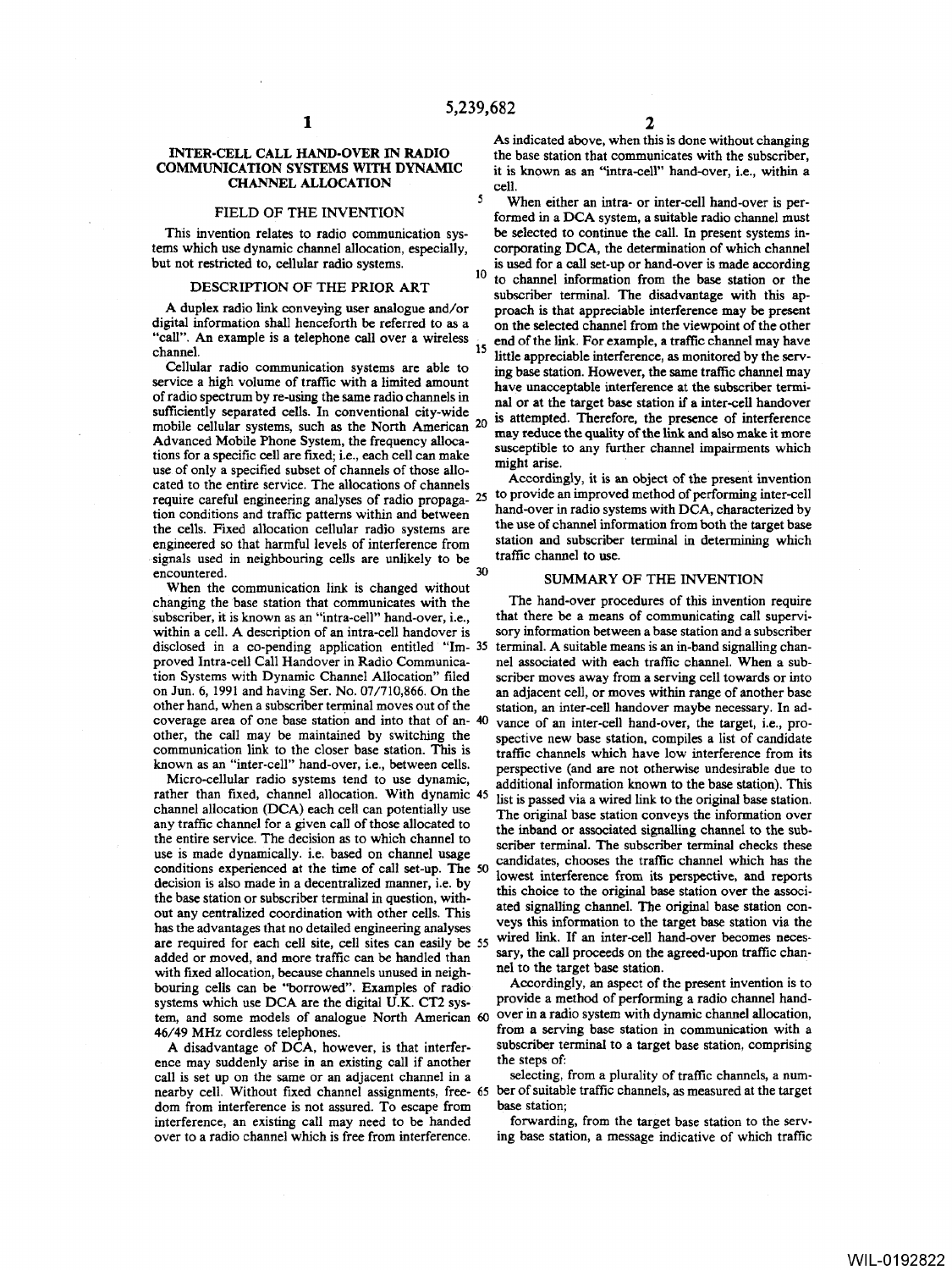# INTER-CELL CALL HAND-OVER IN RADIO COMMUNICATION SYSTEMS WITH DYNAMIC CHANNEL ALLOCATION

## FIELD OF THE INVENTION

This invention relates to radio communication systems which use dynamic channel allocation, especially, but not restricted to, cellular radio systems.

## DESCRIPTION OF THE PRIOR ART

A duplex radio link conveying user analogue and/or digital information shall henceforth be referred to as a "call". An example is a telephone call over a wireless channel.

Cellular radio communication systems are able to service a high volume of traffic with a limited amount of radio spectrum by re-using the same radio channels in sufficiently separated cells. In conventional city-wide mobile cellular systems, such as the North American Advanced Mobile Phone System, the frequency allocations for a specific cell are fixed; i.e., each cell can make use of only a specified subset of channels of those allocated to the entire service. The allocations of channels require careful engineering analyses of radio propagation conditions and traffic patterns within and between the cells. Fixed allocation cellular radio systems are engineered so that harmful levels of interference from signals used in neighbouring cells are unlikely to be encountered.

When the communication link is changed without changing the base station that communicates with the subscriber, it is known as an "intra-cell" hand-over, i.e., within a cell. A description of an intra-cell handover is disclosed in a co-pending application entitled "Improved Intra-cell Call Handover in Radio Communication Systems with Dynamic Channel Allocation" filed on Jun. 6, 1991 and having Ser. No. 07/710,866. On the other hand, when a subscriber terminal moves out of the coverage area of one base station and into that of another, the call may be maintained by switching the communication link to the closer base station. This is known as an "inter-cell" hand-over, i.e., between cells.

Micro-cellular radio systems tend to use dynamic, rather than fixed, channel allocation. With dynamic channel allocation (DCA) each cell can potentially use any traffic channel for a given call of those allocated to the entire service. The decision as to which channel to use is made dynamically. i.e. based on channel usage conditions experienced at the time of call set-up. The decision is also made in a decentralized manner, i.e. by the base station or subscriber terminal in question, without any centralized coordination with other cells. This has the advantages that no detailed engineering analyses are required for each cell site, cell sites can easily be added or moved, and more traffic can be handled than with fixed allocation, because channels unused in neighbouring cells can be "borrowed". Examples of radio systems which use DCA are the digital U.K. CT2 system, and some models of analogue North American 46/49 MHz cordless telephones.

A disadvantage of DCA, however, is that interference may suddenly arise in an existing call if another call is set up on the same or an adjacent channel in a nearby cell. Without fixed channel assignments, freedom from interference is not assured. To escape from interference, an existing call may need to be handed over to a radio channel which is free from interference. As indicated above, when this is done without changing the base station that communicates with the subscriber, it is known as an "intra-cell" hand-over, i.e., within a cell.

When either an intra- or inter-cell hand-over is performed in a DCA system, a suitable radio channel must be selected to continue the call. In present systems incorporating DCA, the determination of which channel is used for a call set-up or hand-over is made according to channel information from the base station or the subscriber terminal. The disadvantage with this approach is that appreciable interference may be present on the selected channel from the viewpoint of the other end of the link. For example, a traffic channel may have little appreciable interference, as monitored by the serving base station. However, the same traffic channel may have unacceptable interference at the subscriber terminal or at the target base station if a inter-cell handover is attempted. Therefore, the presence of interference may reduce the quality of the link and also make it more susceptible to any further channel impairments which might arise.

Accordingly, it is an object of the present invention to provide an improved method of performing inter-cell hand-over in radio systems with DCA, characterized by the use of channel information from both the target base station and subscriber terminal in determining which traffic channel to use.

## SUMMARY OF THE INVENTION

The hand-over procedures of this invention require that there be a means of communicating call supervisory information between a base station and a subscriber terminal. A suitable means is an in-band signalling channel associated with each traffic channel. When a subscriber moves away from a serving cell towards or into an adjacent cell, or moves within range of another base station, an inter-cell handover maybe necessary. In advance of an inter-cell hand-over, the target, i.e., prospective new base station, compiles a list of candidate traffic channels which have low interference from its perspective (and are not otherwise undesirable due to additional information known to the base station). This list is passed via a wired link to the original base station. The original base station conveys the information over the inband or associated signalling channel to the subscriber terminal. The subscriber terminal checks these candidates, chooses the traffic channel which has the lowest interference from its perspective, and reports this choice to the original base station over the associated signalling channel. The original base station conveys this information to the target base station via the wired link. If an inter-cell hand-over becomes necessary, the call proceeds on the agreed-upon traffic channel to the target base station.

Accordingly, an aspect of the present invention is to provide a method of performing a radio channel hand-over in a radio system with dynamic channel allocation, from a serving base station in communication with a subscriber terminal to a target base station, comprising the steps of:

selecting, from a plurality of traffic channels, a number of suitable traffic channels, as measured at the target base station;

forwarding, from the target base station to the serving base station, a message indicative of which traffic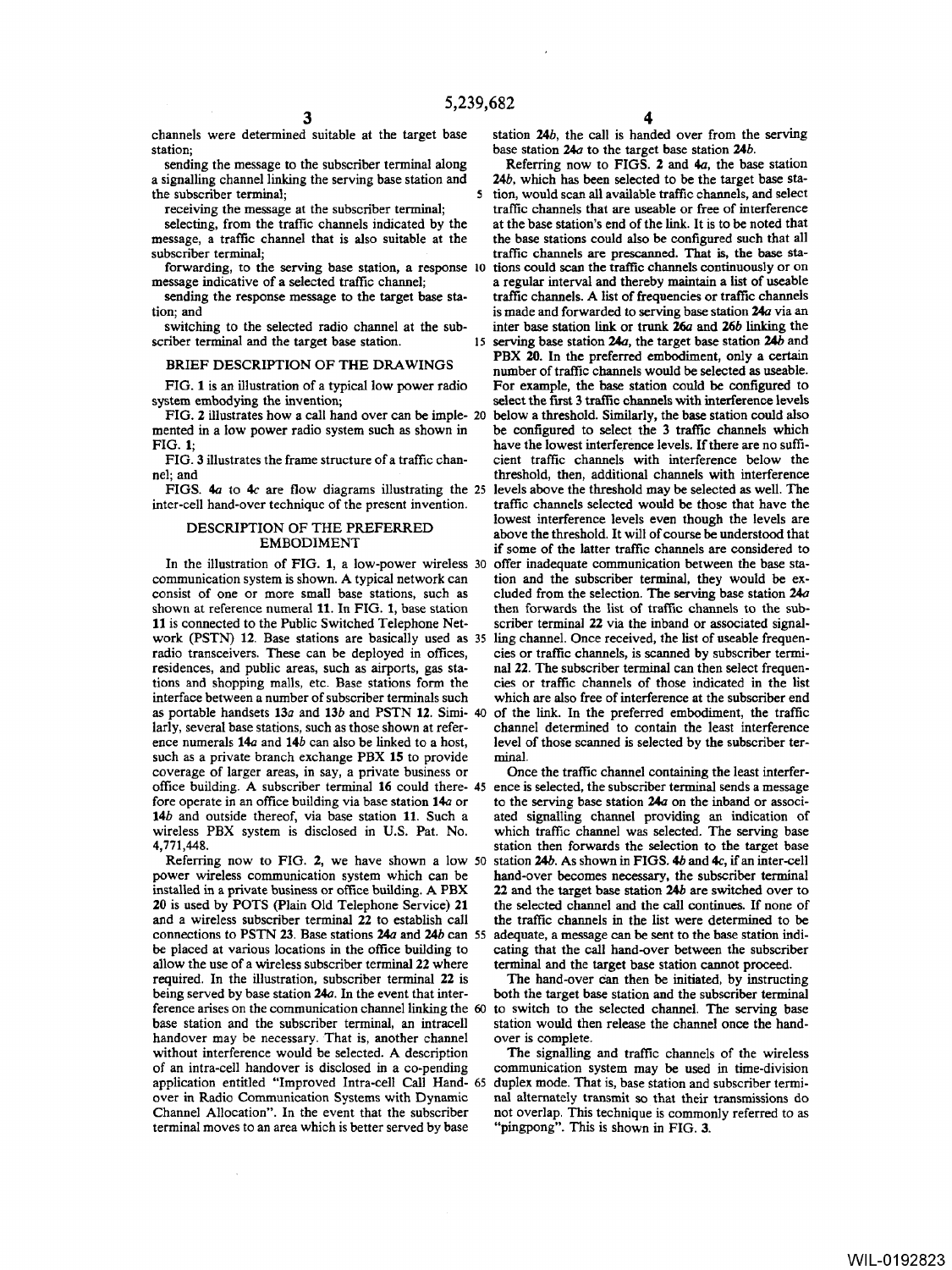channels were determined suitable at the target base station;

sending the message to the subscriber terminal along a signalling channel linking the serving base station and the subscriber terminal;

receiving the message at the subscriber terminal;

selecting, from the traffic channels indicated by the message, a traffic channel that is also suitable at the subscriber terminal;

forwarding, to the serving base station, a response message indicative of a selected traffic channel;

sending the response message to the target base station; and

switching to the selected radio channel at the subscriber terminal and the target base station.

## BRIEF DESCRIPTION OF THE DRAWINGS

FIG. 1 is an illustration of a typical low power radio system embodying the invention;

FIG. 2 illustrates how a call hand over can be implemented in a low power radio system such as shown in FIG. 1;

FIG. 3 illustrates the frame structure of a traffic channel; and

FIGS. 4*a* to 4*c* are flow diagrams illustrating the inter-cell hand-over technique of the present invention.

## DESCRIPTION OF THE PREFERRED EMBODIMENT

In the illustration of FIG. 1, a low-power wireless communication system is shown. A typical network can consist of one or more small base stations, such as shown at reference numeral **11**. In FIG. 1, base station **11** is connected to the Public Switched Telephone Network (PSTN) **12**. Base stations are basically used as radio transceivers. These can be deployed in offices, residences, and public areas, such as airports, gas stations and shopping malls, etc. Base stations form the interface between a number of subscriber terminals such as portable handsets **13***a* and **13***b* and PSTN **12**. Similarly, several base stations, such as those shown at reference numerals **14***a* and **14***b* can also be linked to a host, such as a private branch exchange PBX **15** to provide coverage of larger areas, in say, a private business or office building. A subscriber terminal **16** could therefore operate in an office building via base station **14***a* or **14***b* and outside thereof, via base station **11**. Such a wireless PBX system is disclosed in U.S. Pat. No. 4,771,448.

Referring now to FIG. 2, we have shown a low power wireless communication system which can be installed in a private business or office building. A PBX **20** is used by POTS (Plain Old Telephone Service) **21** and a wireless subscriber terminal **22** to establish call connections to PSTN **23**. Base stations **24***a* and **24***b* can be placed at various locations in the office building to allow the use of a wireless subscriber terminal **22** where required. In the illustration, subscriber terminal **22** is being served by base station **24***a*. In the event that interference arises on the communication channel linking the base station and the subscriber terminal, an intracell handover may be necessary. That is, another channel without interference would be selected. A description of an intra-cell handover is disclosed in a co-pending application entitled "Improved Intra-cell Call Handover in Radio Communication Systems with Dynamic Channel Allocation". In the event that the subscriber terminal moves to an area which is better served by base station **24***b*, the call is handed over from the serving base station **24***a* to the target base station **24***b*.

Referring now to FIGS. **2** and **4***a*, the base station **24***b*, which has been selected to be the target base station, would scan all available traffic channels, and select traffic channels that are useable or free of interference at the base station's end of the link. It is to be noted that the base stations could also be configured such that all traffic channels are prescanned. That is, the base stations could scan the traffic channels continuously or on a regular interval and thereby maintain a list of useable traffic channels. A list of frequencies or traffic channels is made and forwarded to serving base station **24***a* via an inter base station link or trunk **26***a* and **26***b* linking the serving base station **24***a*, the target base station **24***b* and PBX **20**. In the preferred embodiment, only a certain number of traffic channels would be selected as useable. For example, the base station could be configured to select the first 3 traffic channels with interference levels below a threshold. Similarly, the base station could also be configured to select the 3 traffic channels which have the lowest interference levels. If there are no sufficient traffic channels with interference below the threshold, then, additional channels with interference levels above the threshold may be selected as well. The traffic channels selected would be those that have the lowest interference levels even though the levels are above the threshold. It will of course be understood that if some of the latter traffic channels are considered to offer inadequate communication between the base station and the subscriber terminal, they would be excluded from the selection. The serving base station **24***a* then forwards the list of traffic channels to the subscriber terminal **22** via the inband or associated signalling channel. Once received, the list of useable frequencies or traffic channels, is scanned by subscriber terminal **22**. The subscriber terminal can then select frequencies or traffic channels of those indicated in the list which are also free of interference at the subscriber end of the link. In the preferred embodiment, the traffic channel determined to contain the least interference level of those scanned is selected by the subscriber terminal.

Once the traffic channel containing the least interference is selected, the subscriber terminal sends a message to the serving base station **24***a* on the inband or associated signalling channel providing an indication of which traffic channel was selected. The serving base station then forwards the selection to the target base station **24***b*. As shown in FIGS. **4***b* and **4***c*, if an inter-cell hand-over becomes necessary, the subscriber terminal **22** and the target base station **24***b* are switched over to the selected channel and the call continues. If none of the traffic channels in the list were determined to be adequate, a message can be sent to the base station indicating that the call hand-over between the subscriber terminal and the target base station cannot proceed.

The hand-over can then be initiated, by instructing both the target base station and the subscriber terminal to switch to the selected channel. The serving base station would then release the channel once the handover is complete.

The signalling and traffic channels of the wireless communication system may be used in time-division duplex mode. That is, base station and subscriber terminal alternately transmit so that their transmissions do not overlap. This technique is commonly referred to as "pingpong". This is shown in FIG. 3.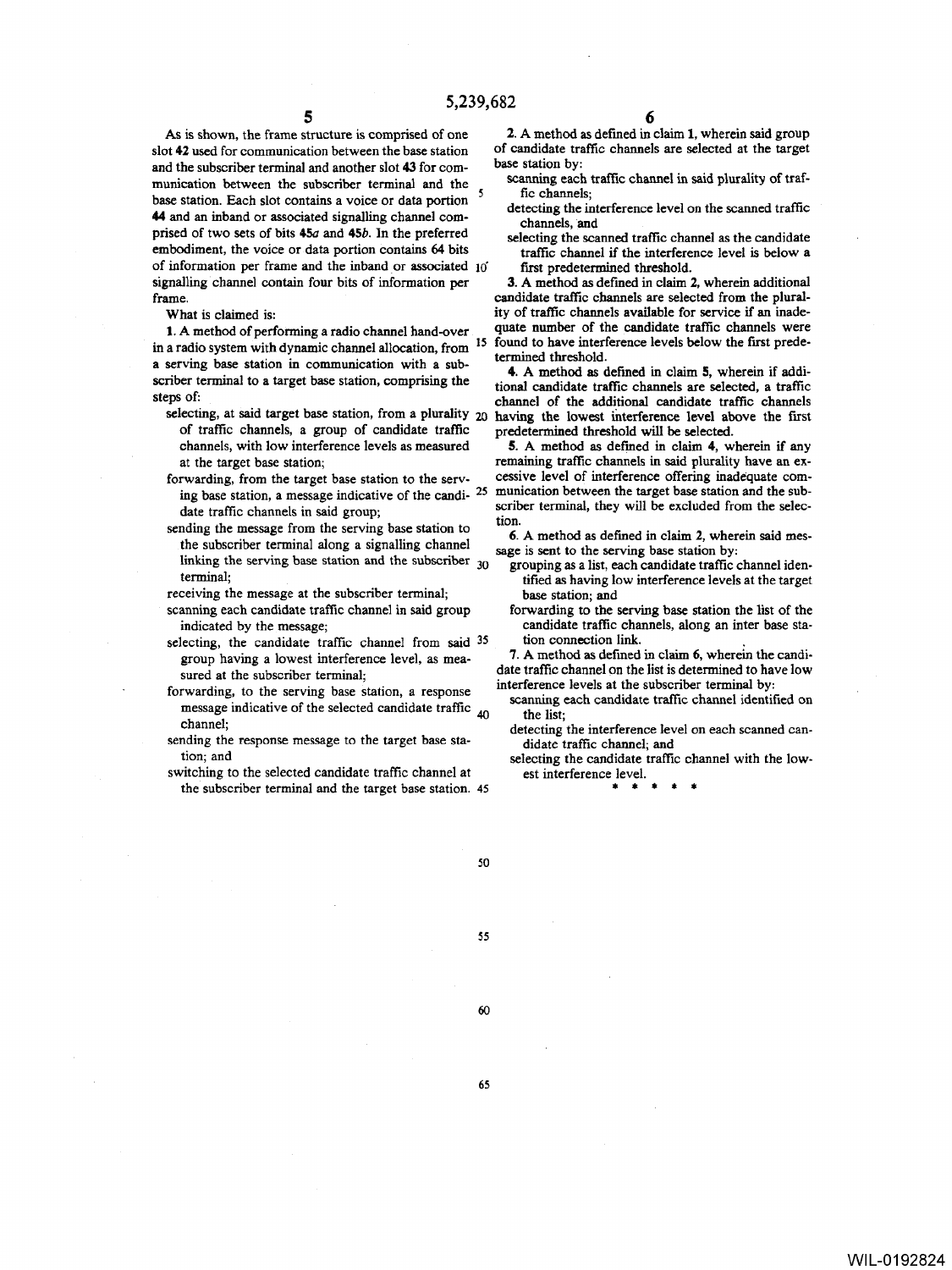As is shown, the frame structure is comprised of one slot **42** used for communication between the base station and the subscriber terminal and another slot **43** for communication between the subscriber terminal and the base station. Each slot contains a voice or data portion **44** and an inband or associated signalling channel comprised of two sets of bits **45***a* and **45***b*. In the preferred embodiment, the voice or data portion contains 64 bits of information per frame and the inband or associated signalling channel contain four bits of information per frame.

What is claimed is:

**1.** A method of performing a radio channel hand-over in a radio system with dynamic channel allocation, from a serving base station in communication with a subscriber terminal to a target base station, comprising the steps of:

- selecting, at said target base station, from a plurality of traffic channels, a group of candidate traffic channels, with low interference levels as measured at the target base station;
- forwarding, from the target base station to the serving base station, a message indicative of the candidate traffic channels in said group;
- sending the message from the serving base station to the subscriber terminal along a signalling channel linking the serving base station and the subscriber terminal;
- receiving the message at the subscriber terminal;
- scanning each candidate traffic channel in said group indicated by the message;
- selecting, the candidate traffic channel from said group having a lowest interference level, as measured at the subscriber terminal;
- forwarding, to the serving base station, a response message indicative of the selected candidate traffic channel;
- sending the response message to the target base station; and
- switching to the selected candidate traffic channel at the subscriber terminal and the target base station.

**2.** A method as defined in claim **1**, wherein said group of candidate traffic channels are selected at the target base station by:

- scanning each traffic channel in said plurality of traffic channels;
- detecting the interference level on the scanned traffic channels, and
- selecting the scanned traffic channel as the candidate traffic channel if the interference level is below a first predetermined threshold.

**3.** A method as defined in claim **2**, wherein additional candidate traffic channels are selected from the plurality of traffic channels available for service if an inadequate number of the candidate traffic channels were found to have interference levels below the first predetermined threshold.

**4.** A method as defined in claim **5**, wherein if additional candidate traffic channels are selected, a traffic channel of the additional candidate traffic channels having the lowest interference level above the first predetermined threshold will be selected.

**5.** A method as defined in claim **4**, wherein if any remaining traffic channels in said plurality have an excessive level of interference offering inadequate communication between the target base station and the subscriber terminal, they will be excluded from the selection.

**6.** A method as defined in claim **2**, wherein said message is sent to the serving base station by:

- grouping as a list, each candidate traffic channel identified as having low interference levels at the target base station; and
- forwarding to the serving base station the list of the candidate traffic channels, along an inter base station connection link.

**7.** A method as defined in claim **6**, wherein the candidate traffic channel on the list is determined to have low interference levels at the subscriber terminal by:

- scanning each candidate traffic channel identified on the list;
- detecting the interference level on each scanned candidate traffic channel; and
- selecting the candidate traffic channel with the lowest interference level.

\* \* \* \* \*